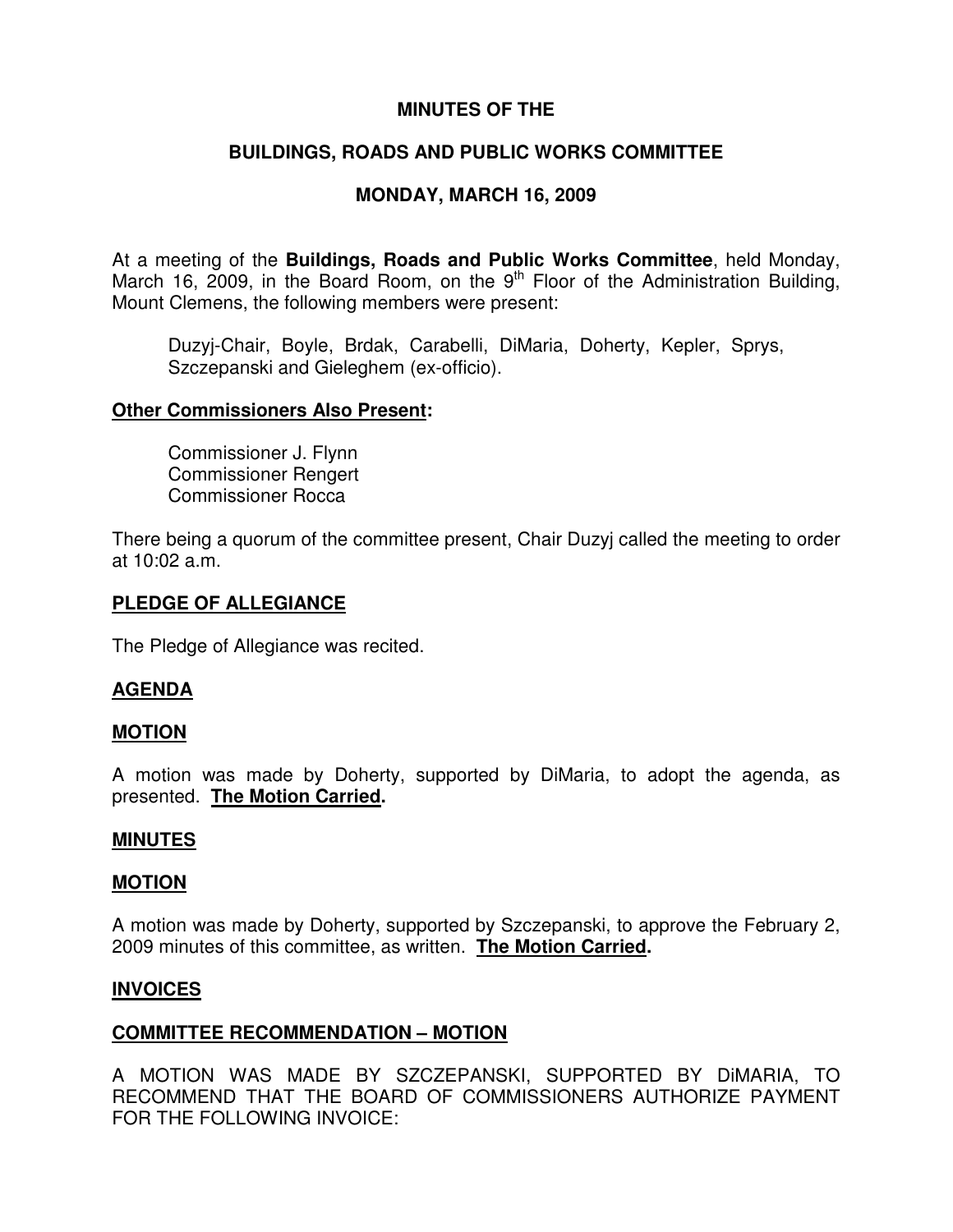# MINUTES OF THE

## BUILDINGS, ROADS AND PUBLIC WORKS COMMITTEE

## MONDAY, MARCH 16, 2009

At a meeting of the **Buildings, Roads and Public Works Committee**, held Monday, March 16, 2009, in the Board Room, on the 9th Floor of the Administration Building, Mount Clemens, the following members were present:

> Duzyj-Chair, Boyle, Brdak, Carabelli, DiMaria, Doherty, Kepler, Sprys, Szczepanski and Gieleghem (ex-officio).

**Other Commissioners Also Present:**

> Commissioner J. Flynn
> Commissioner Rengert
> Commissioner Rocca

There being a quorum of the committee present, Chair Duzyj called the meeting to order at 10:02 a.m.

**PLEDGE OF ALLEGIANCE**

The Pledge of Allegiance was recited.

**AGENDA**

**MOTION**

A motion was made by Doherty, supported by DiMaria, to adopt the agenda, as presented. **The Motion Carried.**

**MINUTES**

**MOTION**

A motion was made by Doherty, supported by Szczepanski, to approve the February 2, 2009 minutes of this committee, as written. **The Motion Carried.**

**INVOICES**

**COMMITTEE RECOMMENDATION – MOTION**

A MOTION WAS MADE BY SZCZEPANSKI, SUPPORTED BY DiMARIA, TO RECOMMEND THAT THE BOARD OF COMMISSIONERS AUTHORIZE PAYMENT FOR THE FOLLOWING INVOICE: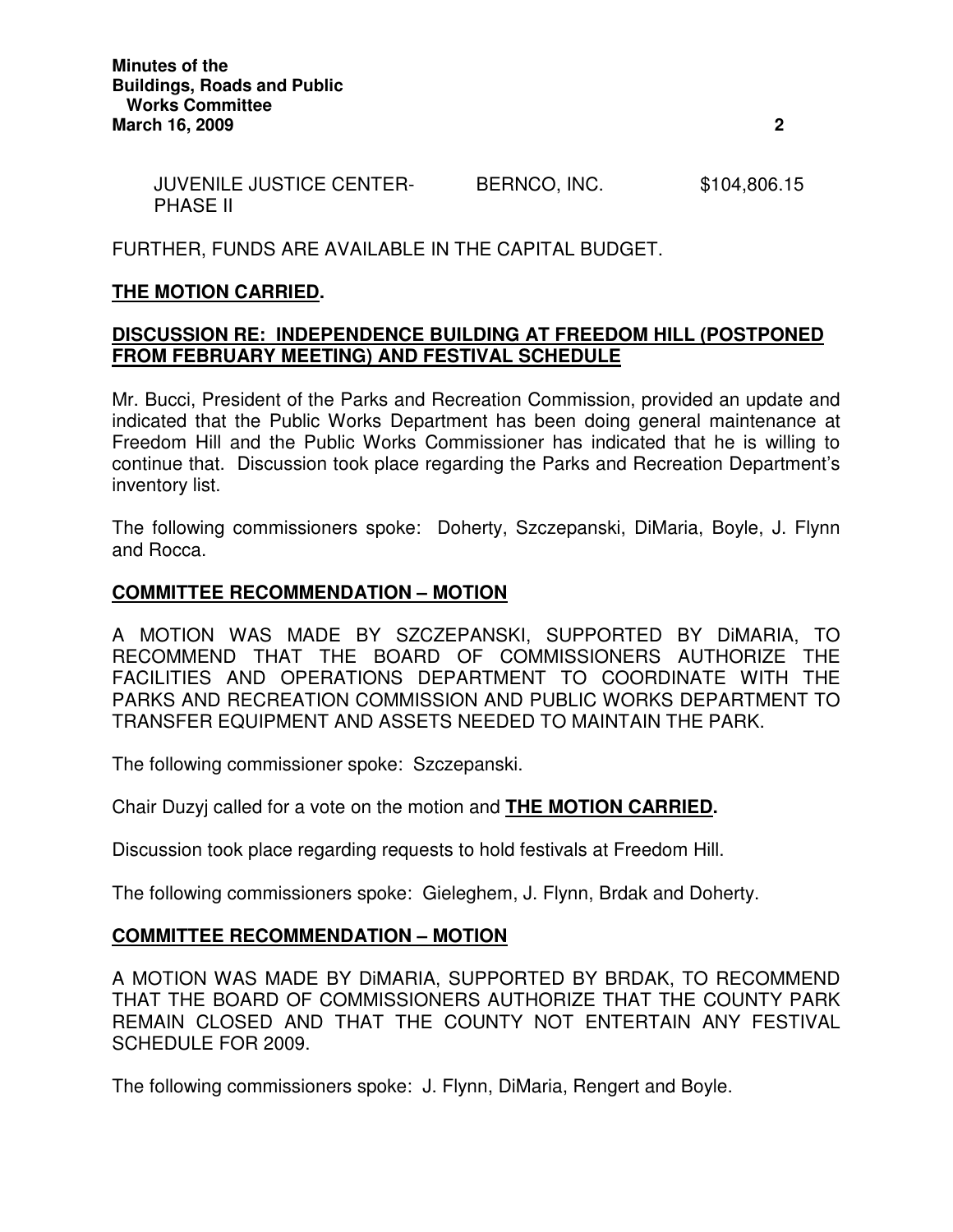| JUVENILE JUSTICE CENTER-PHASE II | BERNCO, INC. | $104,806.15 |
|---|---|---|

FURTHER, FUNDS ARE AVAILABLE IN THE CAPITAL BUDGET.

**THE MOTION CARRIED.**

## DISCUSSION RE: INDEPENDENCE BUILDING AT FREEDOM HILL (POSTPONED FROM FEBRUARY MEETING) AND FESTIVAL SCHEDULE

Mr. Bucci, President of the Parks and Recreation Commission, provided an update and indicated that the Public Works Department has been doing general maintenance at Freedom Hill and the Public Works Commissioner has indicated that he is willing to continue that. Discussion took place regarding the Parks and Recreation Department's inventory list.

The following commissioners spoke: Doherty, Szczepanski, DiMaria, Boyle, J. Flynn and Rocca.

## COMMITTEE RECOMMENDATION – MOTION

A MOTION WAS MADE BY SZCZEPANSKI, SUPPORTED BY DiMARIA, TO RECOMMEND THAT THE BOARD OF COMMISSIONERS AUTHORIZE THE FACILITIES AND OPERATIONS DEPARTMENT TO COORDINATE WITH THE PARKS AND RECREATION COMMISSION AND PUBLIC WORKS DEPARTMENT TO TRANSFER EQUIPMENT AND ASSETS NEEDED TO MAINTAIN THE PARK.

The following commissioner spoke: Szczepanski.

Chair Duzyj called for a vote on the motion and **THE MOTION CARRIED.**

Discussion took place regarding requests to hold festivals at Freedom Hill.

The following commissioners spoke: Gieleghem, J. Flynn, Brdak and Doherty.

## COMMITTEE RECOMMENDATION – MOTION

A MOTION WAS MADE BY DiMARIA, SUPPORTED BY BRDAK, TO RECOMMEND THAT THE BOARD OF COMMISSIONERS AUTHORIZE THAT THE COUNTY PARK REMAIN CLOSED AND THAT THE COUNTY NOT ENTERTAIN ANY FESTIVAL SCHEDULE FOR 2009.

The following commissioners spoke: J. Flynn, DiMaria, Rengert and Boyle.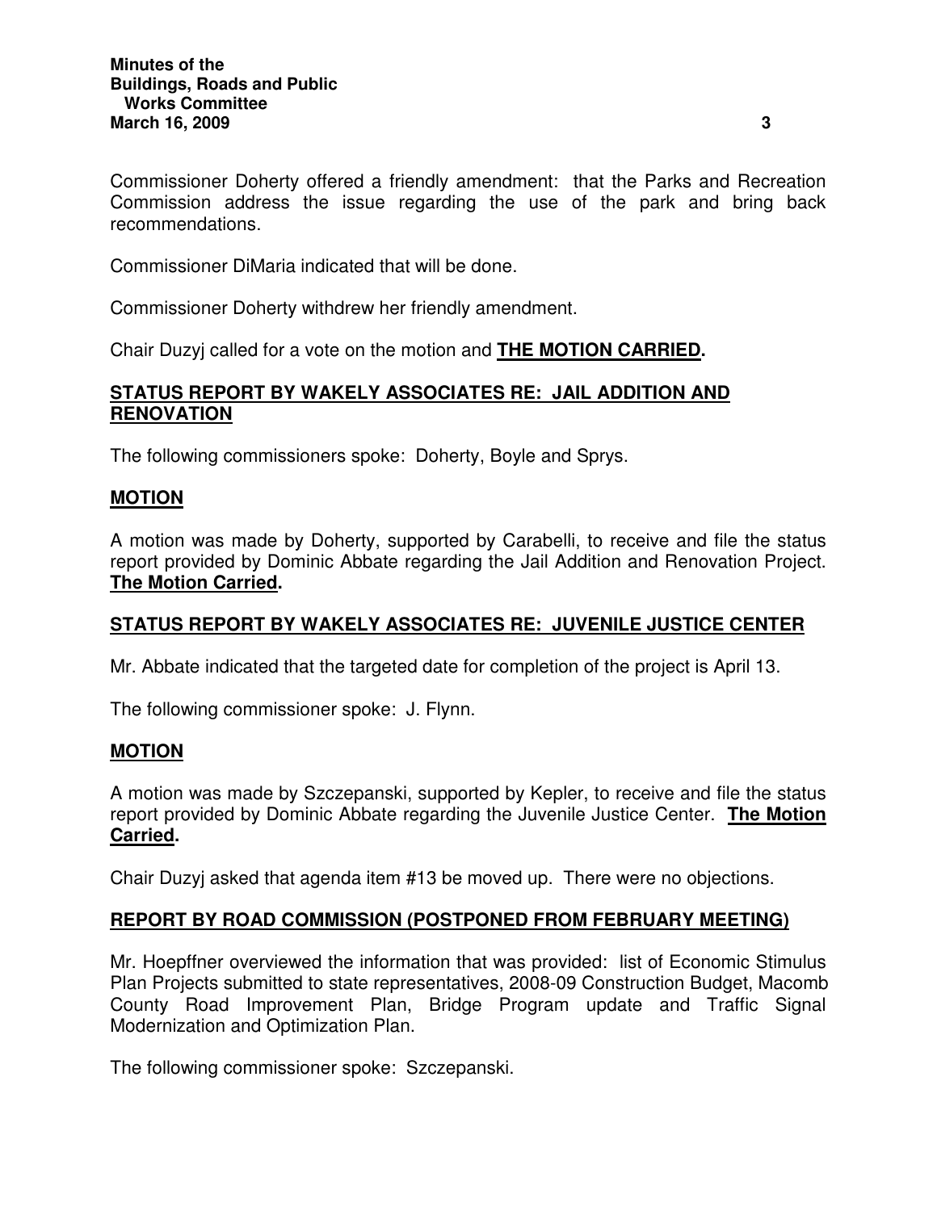Commissioner Doherty offered a friendly amendment: that the Parks and Recreation Commission address the issue regarding the use of the park and bring back recommendations.

Commissioner DiMaria indicated that will be done.

Commissioner Doherty withdrew her friendly amendment.

Chair Duzyj called for a vote on the motion and **THE MOTION CARRIED.**

## STATUS REPORT BY WAKELY ASSOCIATES RE: JAIL ADDITION AND RENOVATION

The following commissioners spoke: Doherty, Boyle and Sprys.

## MOTION

A motion was made by Doherty, supported by Carabelli, to receive and file the status report provided by Dominic Abbate regarding the Jail Addition and Renovation Project. **The Motion Carried.**

## STATUS REPORT BY WAKELY ASSOCIATES RE: JUVENILE JUSTICE CENTER

Mr. Abbate indicated that the targeted date for completion of the project is April 13.

The following commissioner spoke: J. Flynn.

## MOTION

A motion was made by Szczepanski, supported by Kepler, to receive and file the status report provided by Dominic Abbate regarding the Juvenile Justice Center. **The Motion Carried.**

Chair Duzyj asked that agenda item #13 be moved up. There were no objections.

## REPORT BY ROAD COMMISSION (POSTPONED FROM FEBRUARY MEETING)

Mr. Hoepffner overviewed the information that was provided: list of Economic Stimulus Plan Projects submitted to state representatives, 2008-09 Construction Budget, Macomb County Road Improvement Plan, Bridge Program update and Traffic Signal Modernization and Optimization Plan.

The following commissioner spoke: Szczepanski.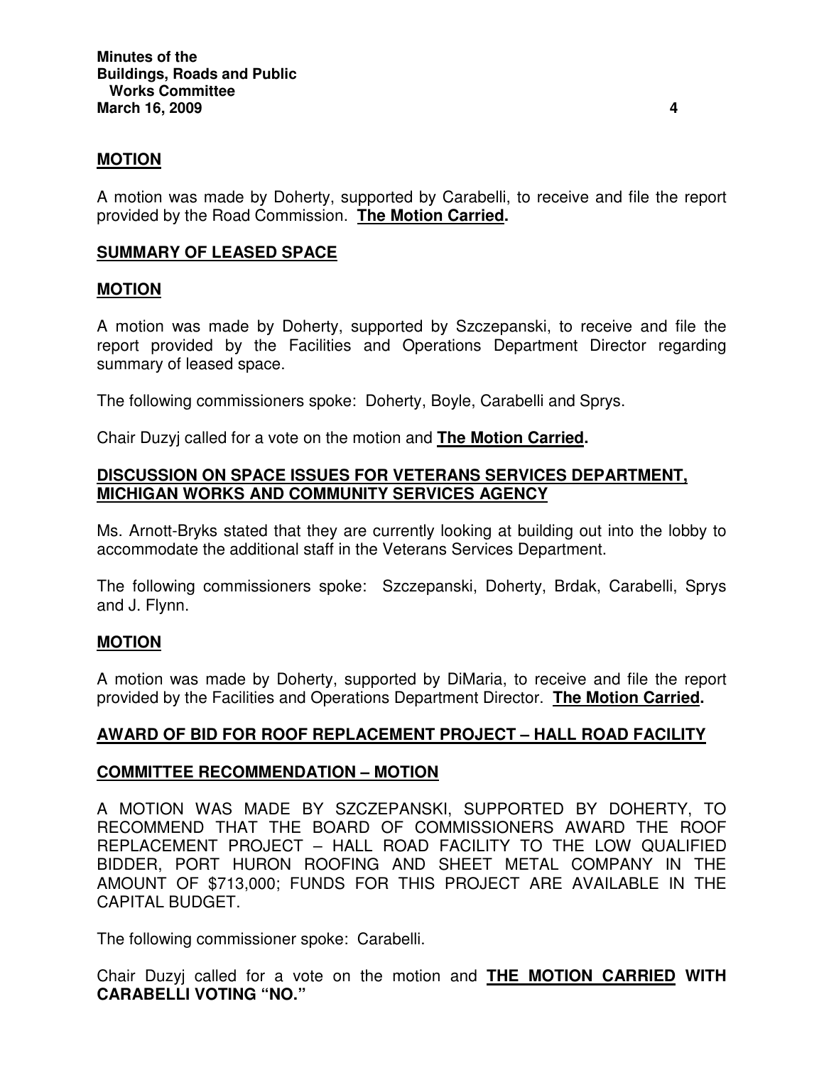## MOTION

A motion was made by Doherty, supported by Carabelli, to receive and file the report provided by the Road Commission. **The Motion Carried.**

## SUMMARY OF LEASED SPACE

## MOTION

A motion was made by Doherty, supported by Szczepanski, to receive and file the report provided by the Facilities and Operations Department Director regarding summary of leased space.

The following commissioners spoke: Doherty, Boyle, Carabelli and Sprys.

Chair Duzyj called for a vote on the motion and **The Motion Carried.**

## DISCUSSION ON SPACE ISSUES FOR VETERANS SERVICES DEPARTMENT, MICHIGAN WORKS AND COMMUNITY SERVICES AGENCY

Ms. Arnott-Bryks stated that they are currently looking at building out into the lobby to accommodate the additional staff in the Veterans Services Department.

The following commissioners spoke: Szczepanski, Doherty, Brdak, Carabelli, Sprys and J. Flynn.

## MOTION

A motion was made by Doherty, supported by DiMaria, to receive and file the report provided by the Facilities and Operations Department Director. **The Motion Carried.**

## AWARD OF BID FOR ROOF REPLACEMENT PROJECT – HALL ROAD FACILITY

## COMMITTEE RECOMMENDATION – MOTION

A MOTION WAS MADE BY SZCZEPANSKI, SUPPORTED BY DOHERTY, TO RECOMMEND THAT THE BOARD OF COMMISSIONERS AWARD THE ROOF REPLACEMENT PROJECT – HALL ROAD FACILITY TO THE LOW QUALIFIED BIDDER, PORT HURON ROOFING AND SHEET METAL COMPANY IN THE AMOUNT OF $713,000; FUNDS FOR THIS PROJECT ARE AVAILABLE IN THE CAPITAL BUDGET.

The following commissioner spoke: Carabelli.

Chair Duzyj called for a vote on the motion and **THE MOTION CARRIED WITH CARABELLI VOTING "NO."**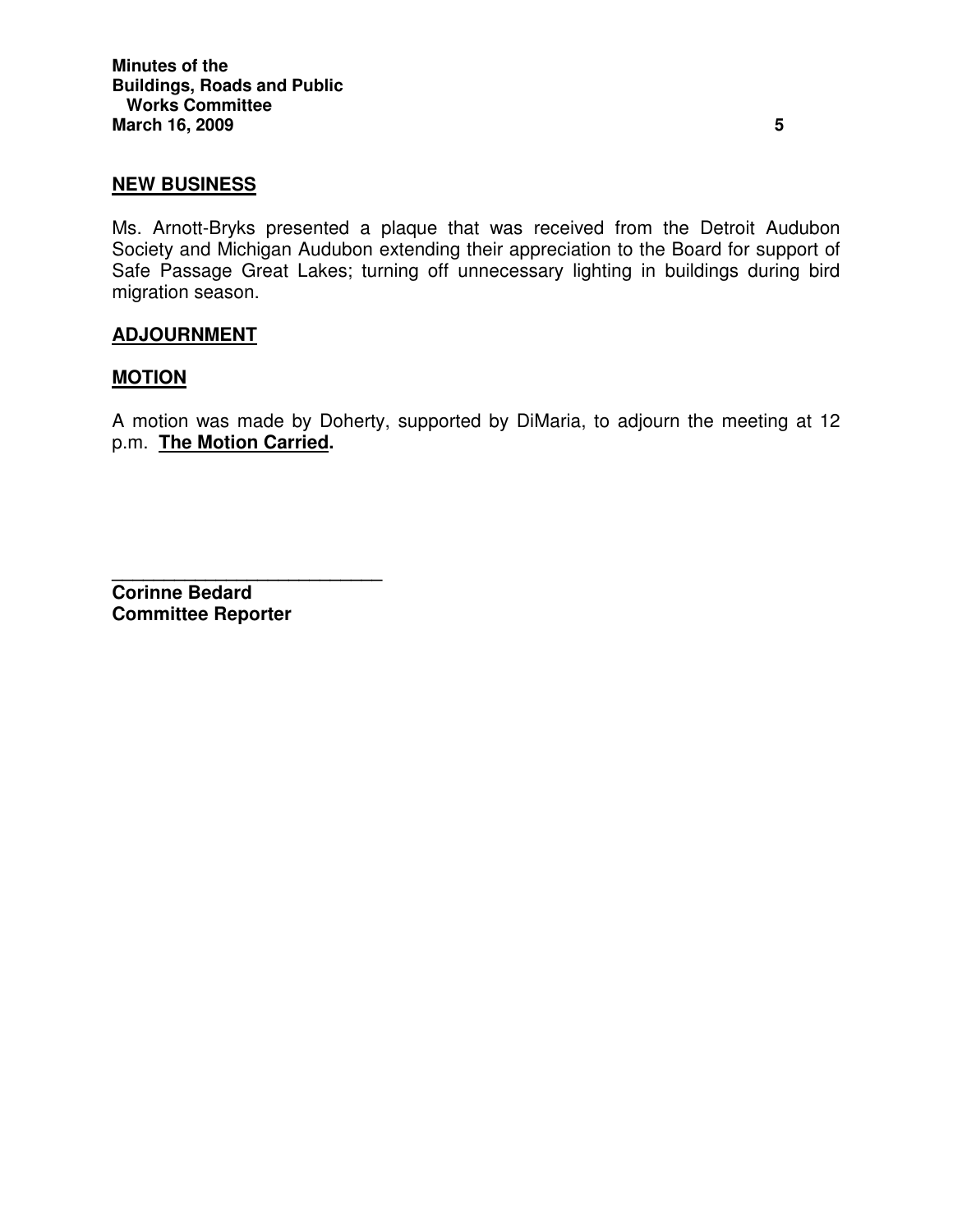**NEW BUSINESS**

Ms. Arnott-Bryks presented a plaque that was received from the Detroit Audubon Society and Michigan Audubon extending their appreciation to the Board for support of Safe Passage Great Lakes; turning off unnecessary lighting in buildings during bird migration season.

**ADJOURNMENT**

**MOTION**

A motion was made by Doherty, supported by DiMaria, to adjourn the meeting at 12 p.m. **The Motion Carried.**

\_\_\_\_\_\_\_\_\_\_\_\_\_\_\_\_\_\_\_\_\_\_\_\_\_\_\_

**Corinne Bedard**
**Committee Reporter**